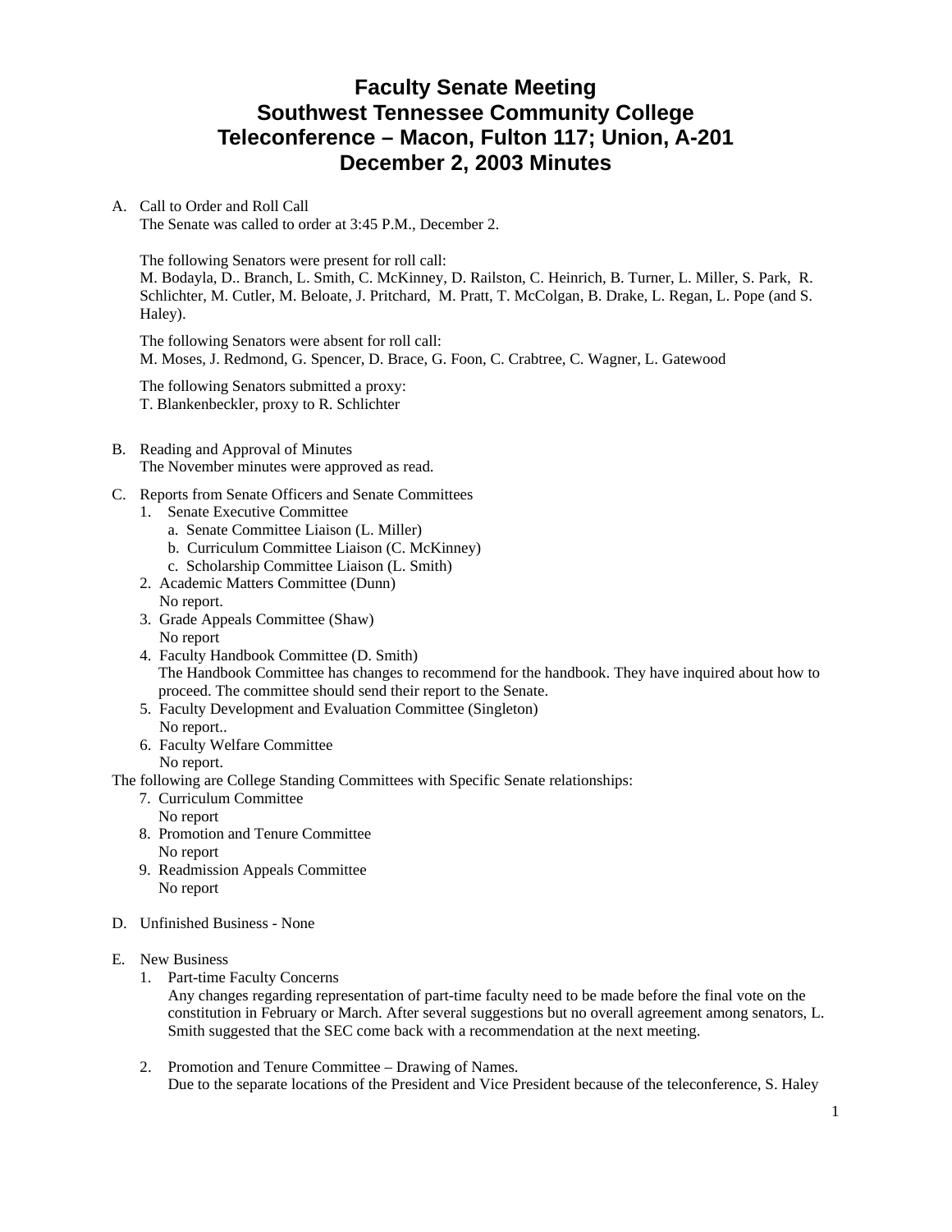# Faculty Senate Meeting
# Southwest Tennessee Community College
# Teleconference – Macon, Fulton 117; Union, A-201
# December 2, 2003 Minutes

A. Call to Order and Roll Call

The Senate was called to order at 3:45 P.M., December 2.

The following Senators were present for roll call:
M. Bodayla, D.. Branch, L. Smith, C. McKinney, D. Railston, C. Heinrich, B. Turner, L. Miller, S. Park, R. Schlichter, M. Cutler, M. Beloate, J. Pritchard, M. Pratt, T. McColgan, B. Drake, L. Regan, L. Pope (and S. Haley).

The following Senators were absent for roll call:
M. Moses, J. Redmond, G. Spencer, D. Brace, G. Foon, C. Crabtree, C. Wagner, L. Gatewood

The following Senators submitted a proxy:
T. Blankenbeckler, proxy to R. Schlichter

B. Reading and Approval of Minutes

The November minutes were approved as read.

C. Reports from Senate Officers and Senate Committees

1. Senate Executive Committee
   a. Senate Committee Liaison (L. Miller)
   b. Curriculum Committee Liaison (C. McKinney)
   c. Scholarship Committee Liaison (L. Smith)
2. Academic Matters Committee (Dunn)
   No report.
3. Grade Appeals Committee (Shaw)
   No report
4. Faculty Handbook Committee (D. Smith)
   The Handbook Committee has changes to recommend for the handbook. They have inquired about how to proceed. The committee should send their report to the Senate.
5. Faculty Development and Evaluation Committee (Singleton)
   No report..
6. Faculty Welfare Committee
   No report.

The following are College Standing Committees with Specific Senate relationships:

7. Curriculum Committee
   No report
8. Promotion and Tenure Committee
   No report
9. Readmission Appeals Committee
   No report

D. Unfinished Business - None

E. New Business

1. Part-time Faculty Concerns
   Any changes regarding representation of part-time faculty need to be made before the final vote on the constitution in February or March. After several suggestions but no overall agreement among senators, L. Smith suggested that the SEC come back with a recommendation at the next meeting.

2. Promotion and Tenure Committee – Drawing of Names.
   Due to the separate locations of the President and Vice President because of the teleconference, S. Haley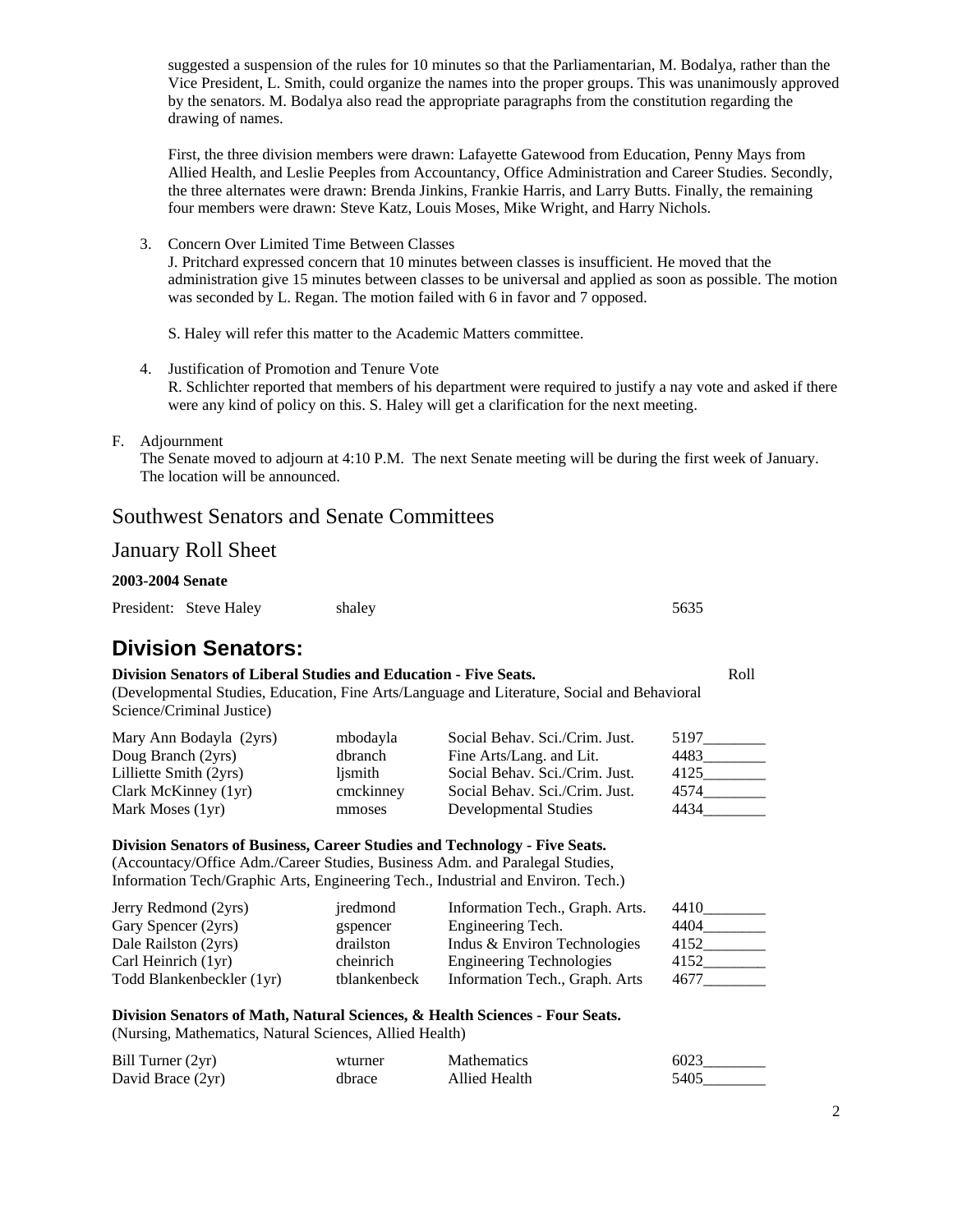suggested a suspension of the rules for 10 minutes so that the Parliamentarian, M. Bodalya, rather than the Vice President, L. Smith, could organize the names into the proper groups. This was unanimously approved by the senators. M. Bodalya also read the appropriate paragraphs from the constitution regarding the drawing of names.

First, the three division members were drawn: Lafayette Gatewood from Education, Penny Mays from Allied Health, and Leslie Peeples from Accountancy, Office Administration and Career Studies. Secondly, the three alternates were drawn: Brenda Jinkins, Frankie Harris, and Larry Butts. Finally, the remaining four members were drawn: Steve Katz, Louis Moses, Mike Wright, and Harry Nichols.

3. Concern Over Limited Time Between Classes
   J. Pritchard expressed concern that 10 minutes between classes is insufficient. He moved that the administration give 15 minutes between classes to be universal and applied as soon as possible. The motion was seconded by L. Regan. The motion failed with 6 in favor and 7 opposed.

   S. Haley will refer this matter to the Academic Matters committee.

4. Justification of Promotion and Tenure Vote
   R. Schlichter reported that members of his department were required to justify a nay vote and asked if there were any kind of policy on this. S. Haley will get a clarification for the next meeting.

F. Adjournment
   The Senate moved to adjourn at 4:10 P.M. The next Senate meeting will be during the first week of January. The location will be announced.

## Southwest Senators and Senate Committees

## January Roll Sheet

**2003-2004 Senate**

President: Steve Haley shaley 5635

# Division Senators:

**Division Senators of Liberal Studies and Education - Five Seats.** Roll
(Developmental Studies, Education, Fine Arts/Language and Literature, Social and Behavioral Science/Criminal Justice)

| | | | |
|---|---|---|---|
| Mary Ann Bodayla (2yrs) | mbodayla | Social Behav. Sci./Crim. Just. | 5197________ |
| Doug Branch (2yrs) | dbranch | Fine Arts/Lang. and Lit. | 4483________ |
| Lilliette Smith (2yrs) | ljsmith | Social Behav. Sci./Crim. Just. | 4125________ |
| Clark McKinney (1yr) | cmckinney | Social Behav. Sci./Crim. Just. | 4574________ |
| Mark Moses (1yr) | mmoses | Developmental Studies | 4434________ |

**Division Senators of Business, Career Studies and Technology - Five Seats.**
(Accountancy/Office Adm./Career Studies, Business Adm. and Paralegal Studies, Information Tech/Graphic Arts, Engineering Tech., Industrial and Environ. Tech.)

| | | | |
|---|---|---|---|
| Jerry Redmond (2yrs) | jredmond | Information Tech., Graph. Arts. | 4410________ |
| Gary Spencer (2yrs) | gspencer | Engineering Tech. | 4404________ |
| Dale Railston (2yrs) | drailston | Indus & Environ Technologies | 4152________ |
| Carl Heinrich (1yr) | cheinrich | Engineering Technologies | 4152________ |
| Todd Blankenbeckler (1yr) | tblankenbeck | Information Tech., Graph. Arts | 4677________ |

**Division Senators of Math, Natural Sciences, & Health Sciences - Four Seats.**
(Nursing, Mathematics, Natural Sciences, Allied Health)

| | | | |
|---|---|---|---|
| Bill Turner (2yr) | wturner | Mathematics | 6023________ |
| David Brace (2yr) | dbrace | Allied Health | 5405________ |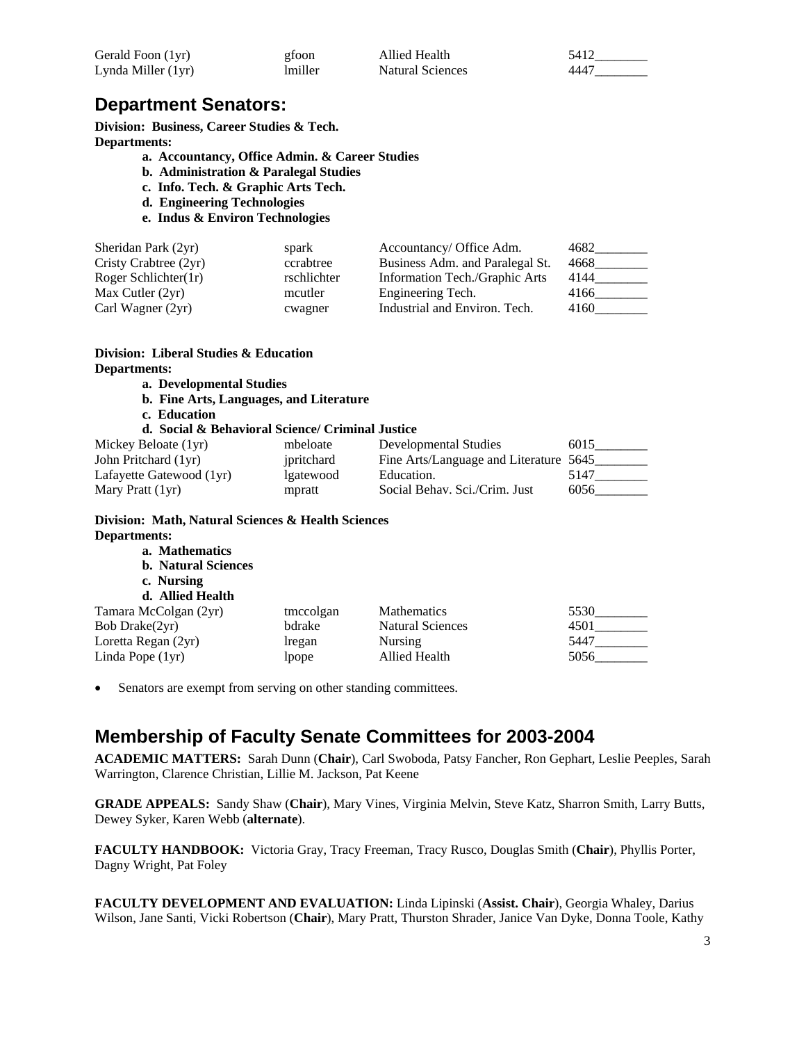| | | | |
|---|---|---|---|
| Gerald Foon (1yr) | gfoon | Allied Health | 5412________ |
| Lynda Miller (1yr) | lmiller | Natural Sciences | 4447________ |

## Department Senators:

**Division: Business, Career Studies & Tech.**
**Departments:**

- **a. Accountancy, Office Admin. & Career Studies**
- **b. Administration & Paralegal Studies**
- **c. Info. Tech. & Graphic Arts Tech.**
- **d. Engineering Technologies**
- **e. Indus & Environ Technologies**

| | | | |
|---|---|---|---|
| Sheridan Park (2yr) | spark | Accountancy/ Office Adm. | 4682________ |
| Cristy Crabtree (2yr) | ccrabtree | Business Adm. and Paralegal St. | 4668________ |
| Roger Schlichter(1r) | rschlichter | Information Tech./Graphic Arts | 4144________ |
| Max Cutler (2yr) | mcutler | Engineering Tech. | 4166________ |
| Carl Wagner (2yr) | cwagner | Industrial and Environ. Tech. | 4160________ |

**Division: Liberal Studies & Education**
**Departments:**

- **a. Developmental Studies**
- **b. Fine Arts, Languages, and Literature**
- **c. Education**
- **d. Social & Behavioral Science/ Criminal Justice**

| | | | |
|---|---|---|---|
| Mickey Beloate (1yr) | mbeloate | Developmental Studies | 6015________ |
| John Pritchard (1yr) | jpritchard | Fine Arts/Language and Literature | 5645________ |
| Lafayette Gatewood (1yr) | lgatewood | Education. | 5147________ |
| Mary Pratt (1yr) | mpratt | Social Behav. Sci./Crim. Just | 6056________ |

**Division: Math, Natural Sciences & Health Sciences**
**Departments:**

- **a. Mathematics**
- **b. Natural Sciences**
- **c. Nursing**
- **d. Allied Health**

| | | | |
|---|---|---|---|
| Tamara McColgan (2yr) | tmccolgan | Mathematics | 5530________ |
| Bob Drake(2yr) | bdrake | Natural Sciences | 4501________ |
| Loretta Regan (2yr) | lregan | Nursing | 5447________ |
| Linda Pope (1yr) | lpope | Allied Health | 5056________ |

- Senators are exempt from serving on other standing committees.

## Membership of Faculty Senate Committees for 2003-2004

**ACADEMIC MATTERS:** Sarah Dunn (**Chair**), Carl Swoboda, Patsy Fancher, Ron Gephart, Leslie Peeples, Sarah Warrington, Clarence Christian, Lillie M. Jackson, Pat Keene

**GRADE APPEALS:** Sandy Shaw (**Chair**), Mary Vines, Virginia Melvin, Steve Katz, Sharron Smith, Larry Butts, Dewey Syker, Karen Webb (**alternate**).

**FACULTY HANDBOOK:** Victoria Gray, Tracy Freeman, Tracy Rusco, Douglas Smith (**Chair**), Phyllis Porter, Dagny Wright, Pat Foley

**FACULTY DEVELOPMENT AND EVALUATION:** Linda Lipinski (**Assist. Chair**), Georgia Whaley, Darius Wilson, Jane Santi, Vicki Robertson (**Chair**), Mary Pratt, Thurston Shrader, Janice Van Dyke, Donna Toole, Kathy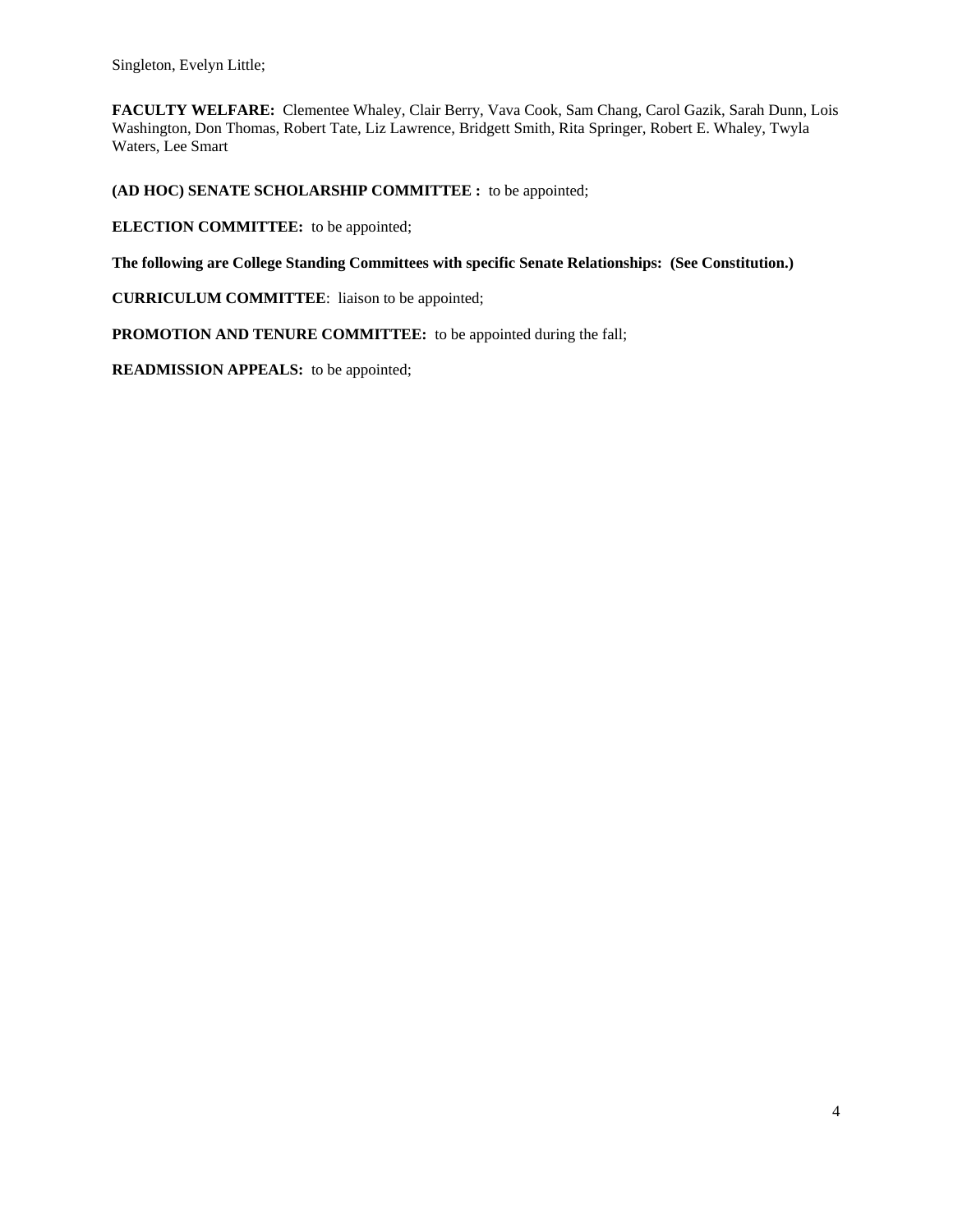Singleton, Evelyn Little;

**FACULTY WELFARE:** Clementee Whaley, Clair Berry, Vava Cook, Sam Chang, Carol Gazik, Sarah Dunn, Lois Washington, Don Thomas, Robert Tate, Liz Lawrence, Bridgett Smith, Rita Springer, Robert E. Whaley, Twyla Waters, Lee Smart

**(AD HOC) SENATE SCHOLARSHIP COMMITTEE :** to be appointed;

**ELECTION COMMITTEE:** to be appointed;

**The following are College Standing Committees with specific Senate Relationships: (See Constitution.)**

**CURRICULUM COMMITTEE**: liaison to be appointed;

**PROMOTION AND TENURE COMMITTEE:** to be appointed during the fall;

**READMISSION APPEALS:** to be appointed;